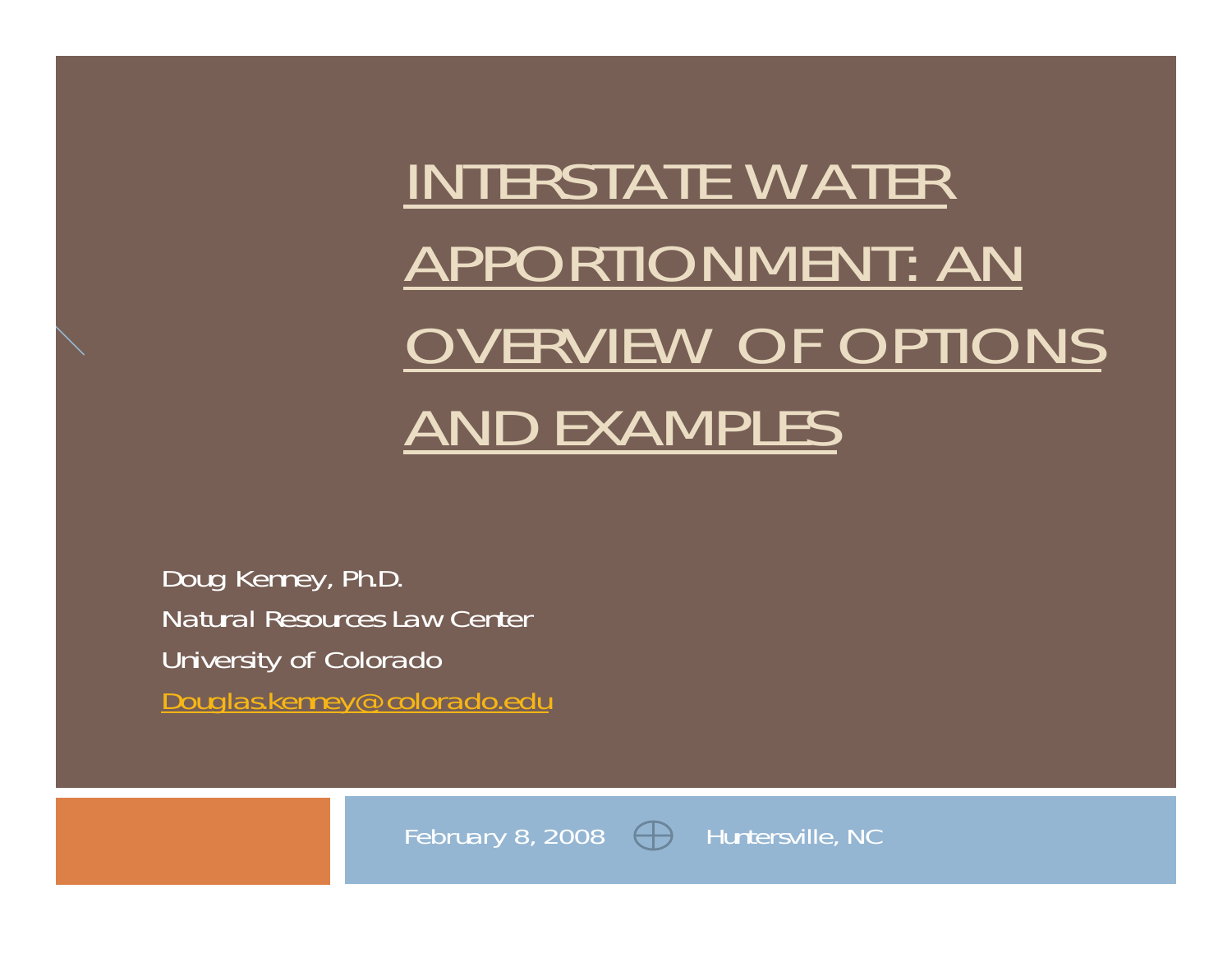# INTERSTATE WATER APPORTIONMENT: AN OVERVIEW OF OPTIONS AND EXAMPLES

Doug Kenney, Ph.D.

Natural Resources Law Center

University of Colorado

Douglas.kenney@colorado.edu

February 8, 2008 — Huntersville, NC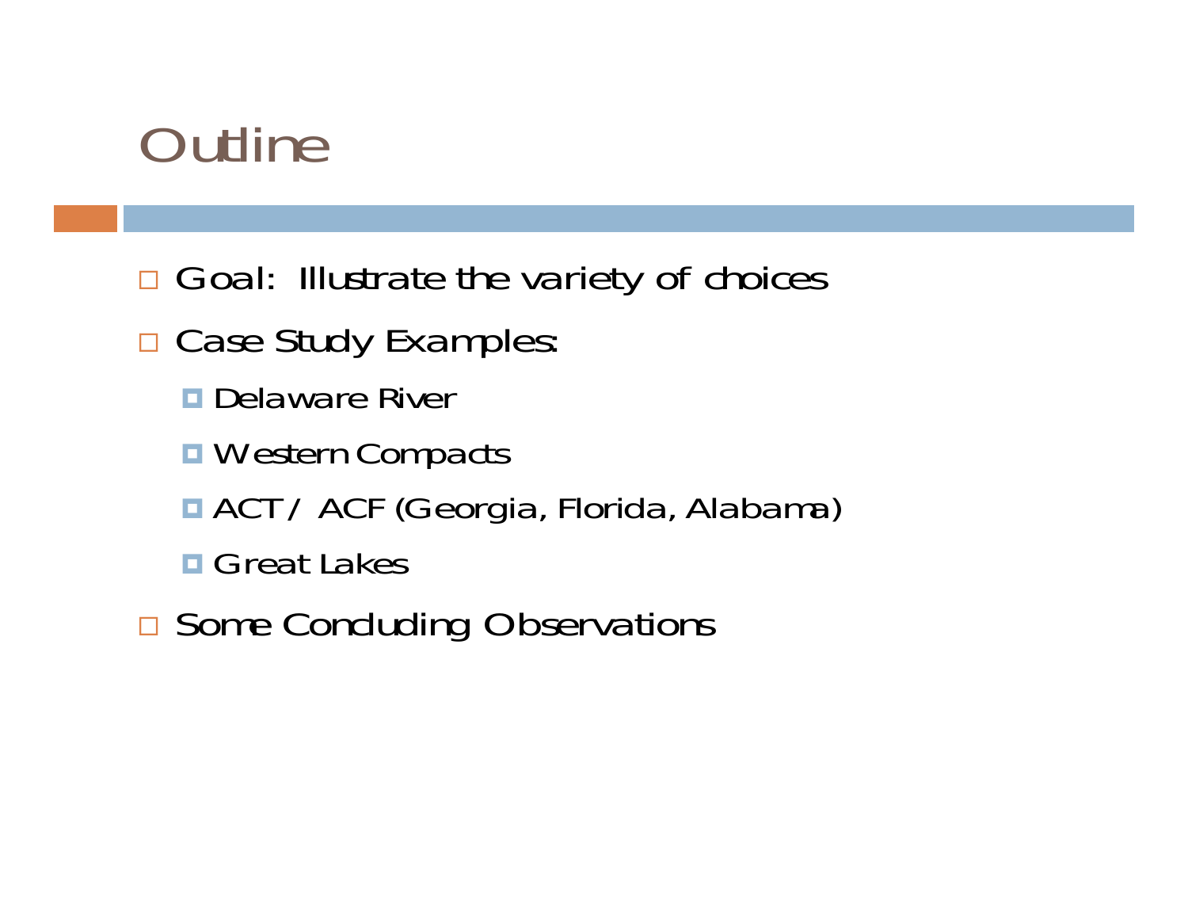# Outline

- Goal: Illustrate the variety of choices
- Case Study Examples:
  - Delaware River
  - Western Compacts
  - ACT / ACF (Georgia, Florida, Alabama)
  - Great Lakes
- Some Concluding Observations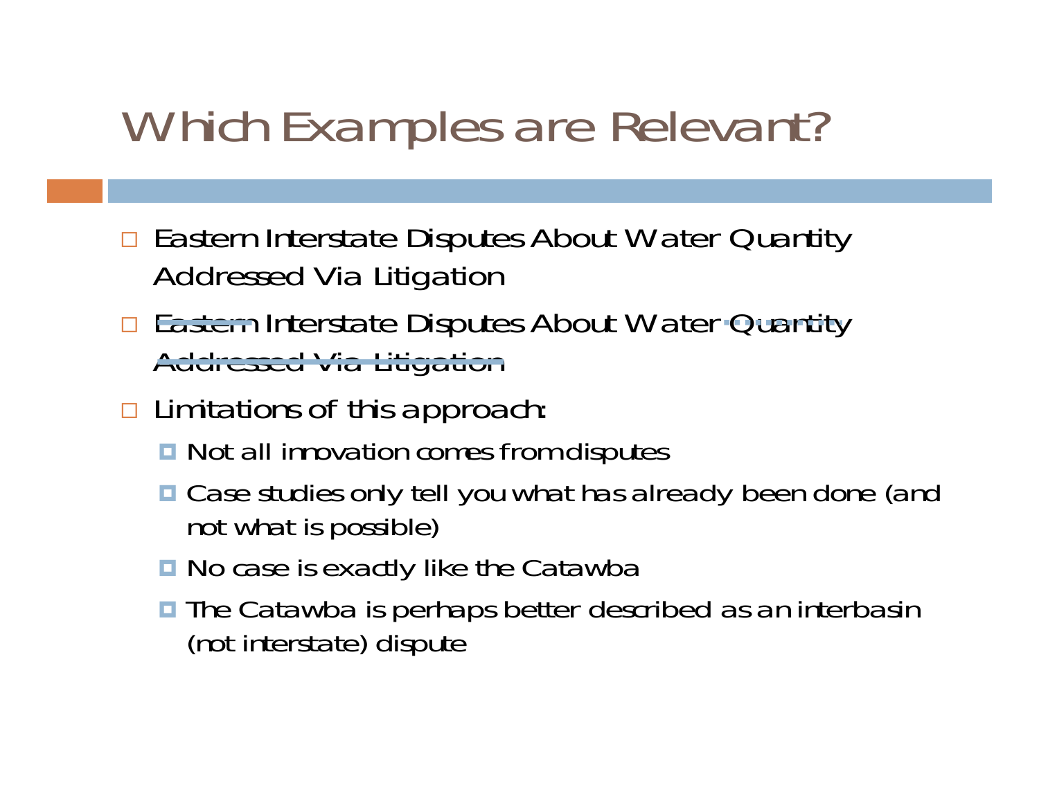# Which Examples are Relevant?

- Eastern Interstate Disputes About Water Quantity Addressed Via Litigation
- ~~Eastern~~ Interstate Disputes About Water ~~Quantity~~ ~~Addressed Via Litigation~~
- Limitations of this approach:
  - Not all innovation comes from disputes
  - Case studies only tell you what has already been done (and not what is possible)
  - No case is exactly like the Catawba
  - The Catawba is perhaps better described as an interbasin (not interstate) dispute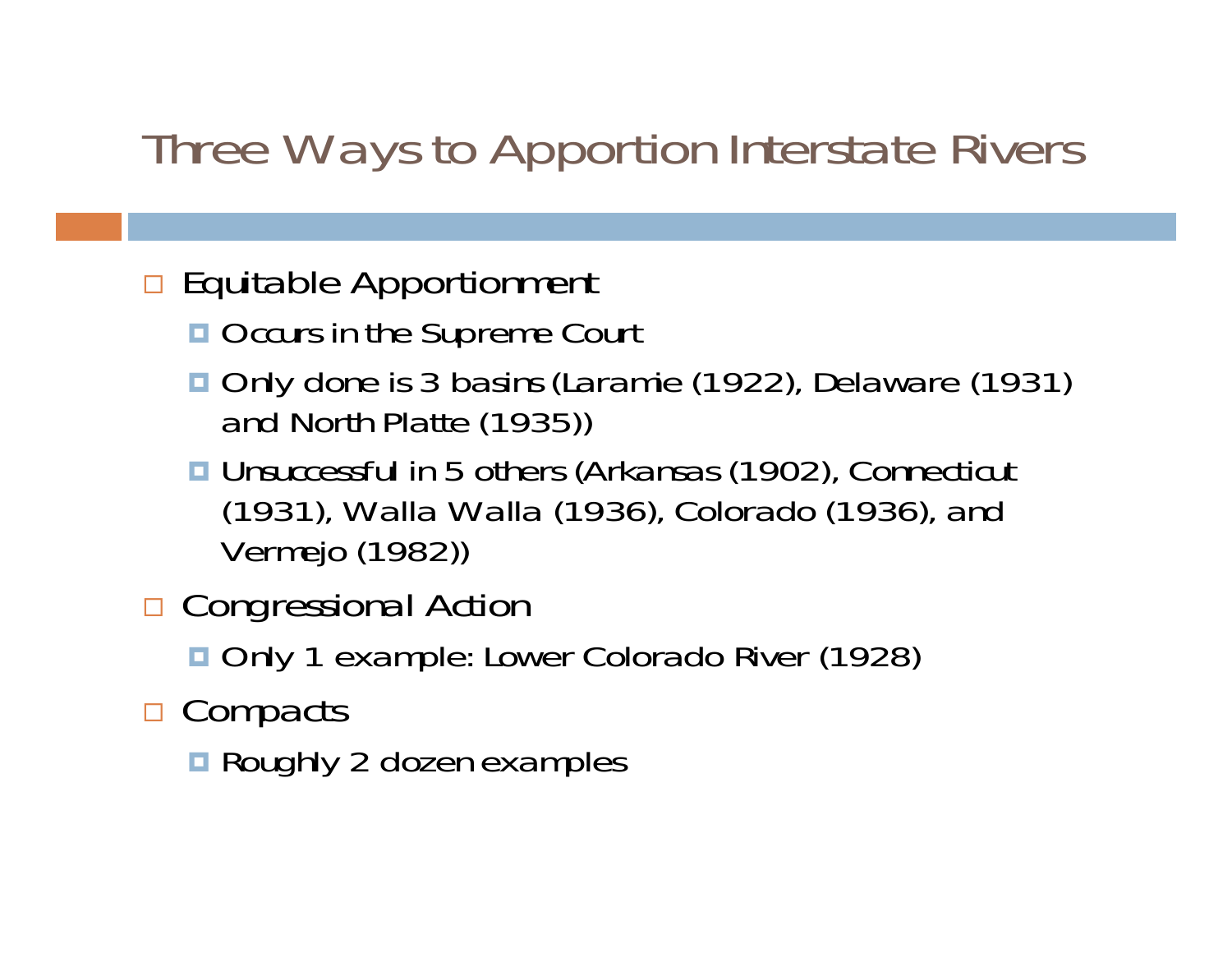# Three Ways to Apportion Interstate Rivers

- Equitable Apportionment
  - Occurs in the Supreme Court
  - Only done is 3 basins (Laramie (1922), Delaware (1931) and North Platte (1935))
  - Unsuccessful in 5 others (Arkansas (1902), Connecticut (1931), Walla Walla (1936), Colorado (1936), and Vermejo (1982))
- Congressional Action
  - Only 1 example: Lower Colorado River (1928)
- Compacts
  - Roughly 2 dozen examples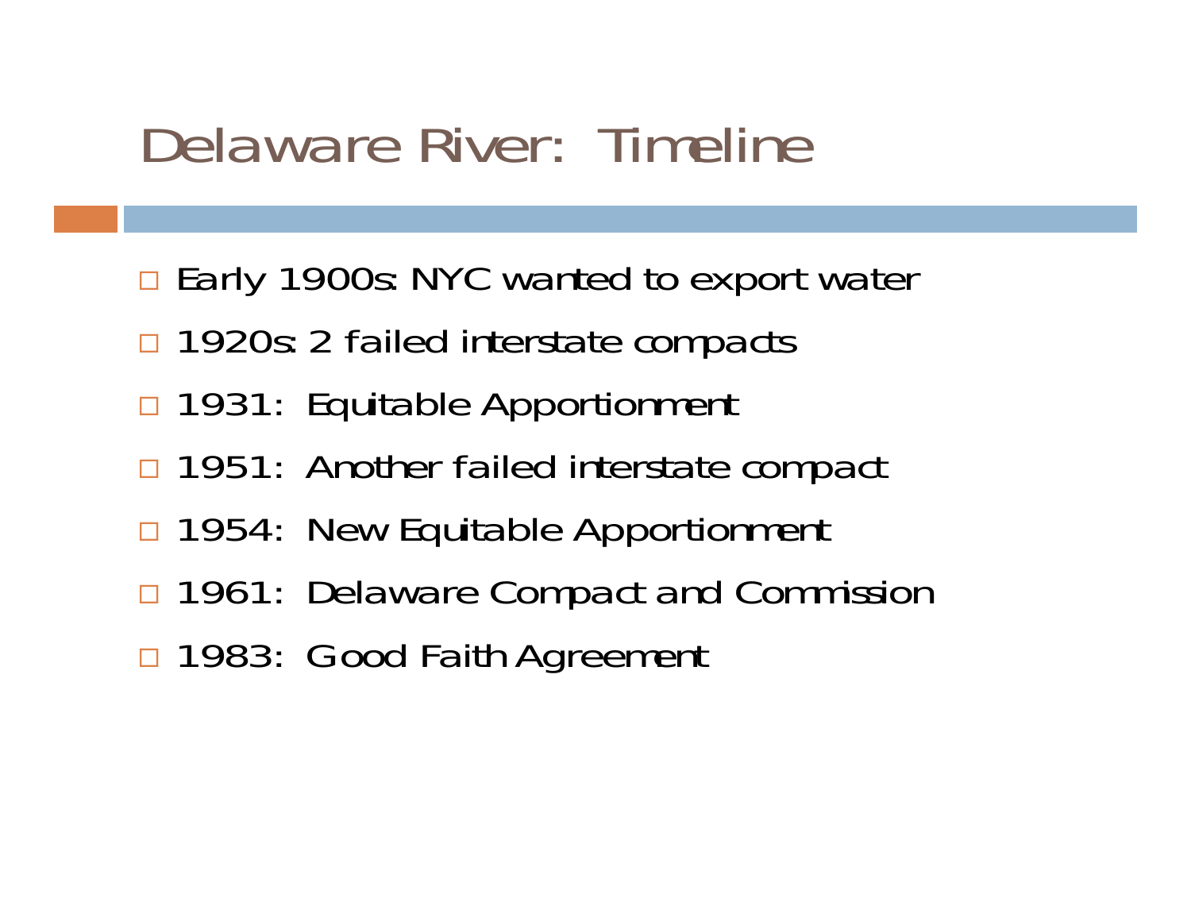# Delaware River: Timeline

- Early 1900s: NYC wanted to export water
- 1920s: 2 failed interstate compacts
- 1931: Equitable Apportionment
- 1951: Another failed interstate compact
- 1954: New Equitable Apportionment
- 1961: Delaware Compact and Commission
- 1983: Good Faith Agreement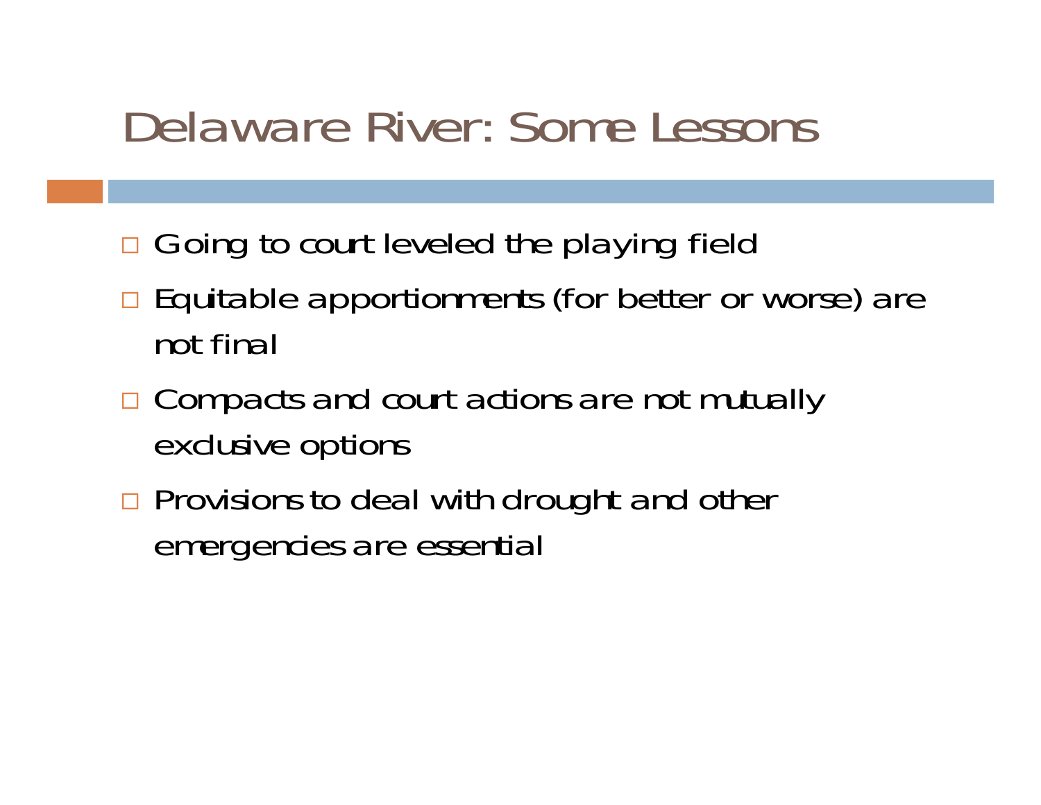# Delaware River: Some Lessons

- Going to court leveled the playing field
- Equitable apportionments (for better or worse) are not final
- Compacts and court actions are not mutually exclusive options
- Provisions to deal with drought and other emergencies are essential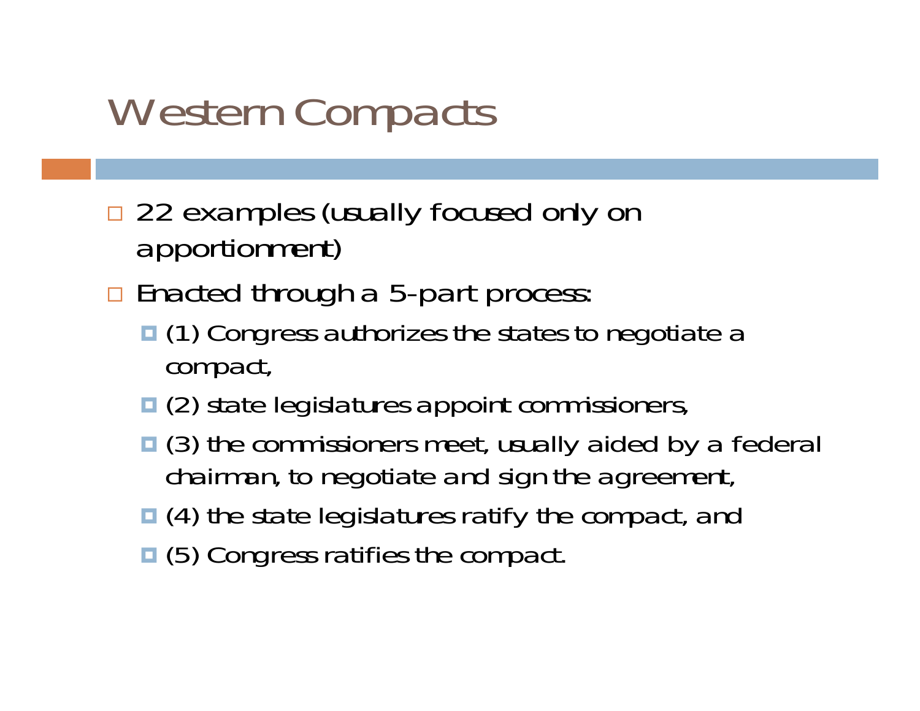# Western Compacts

- 22 examples (usually focused only on apportionment)
- Enacted through a 5-part process:
  - (1) Congress authorizes the states to negotiate a compact,
  - (2) state legislatures appoint commissioners,
  - (3) the commissioners meet, usually aided by a federal chairman, to negotiate and sign the agreement,
  - (4) the state legislatures ratify the compact, and
  - (5) Congress ratifies the compact.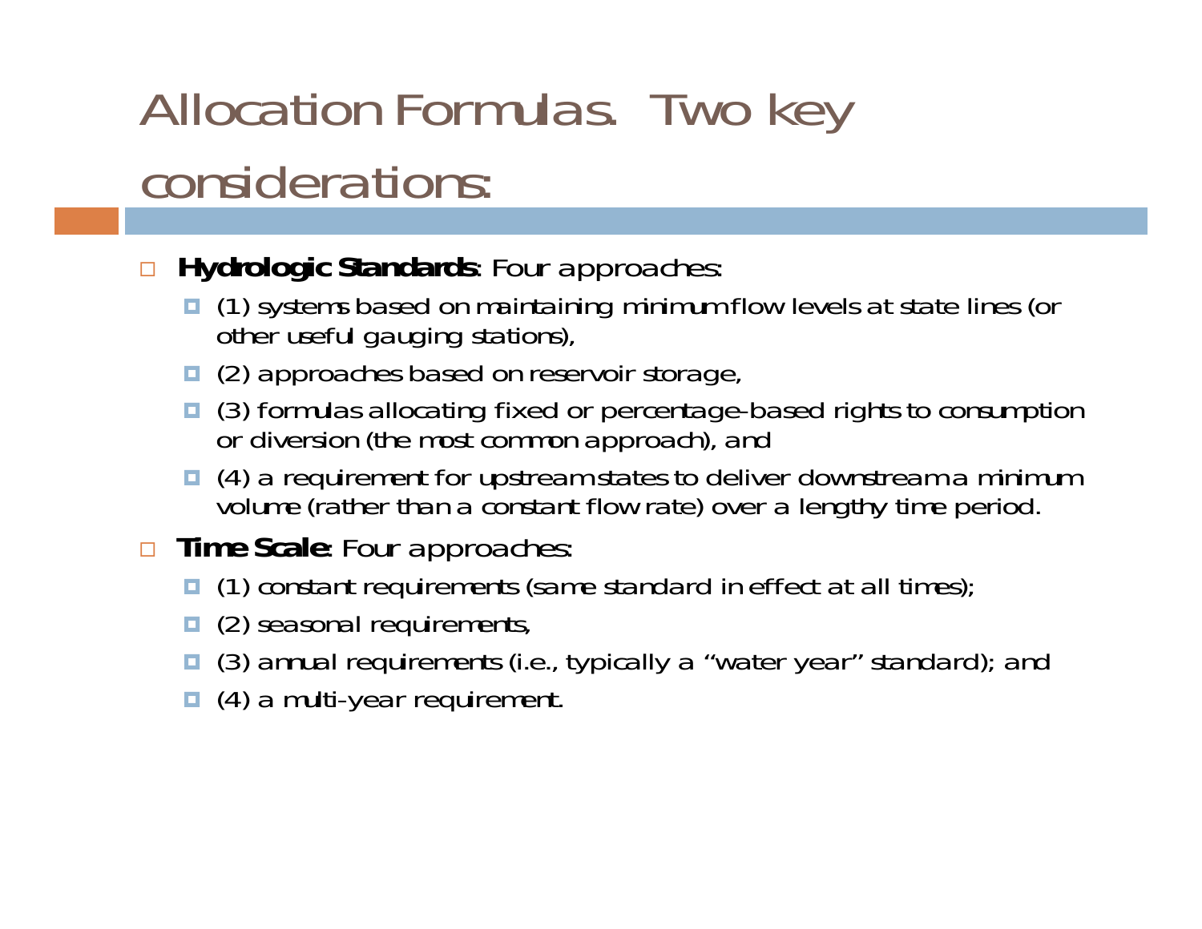# Allocation Formulas. Two key considerations:

- **Hydrologic Standards**: Four approaches:
  - (1) systems based on maintaining minimum flow levels at state lines (or other useful gauging stations),
  - (2) approaches based on reservoir storage,
  - (3) formulas allocating fixed or percentage-based rights to consumption or diversion (the most common approach), and
  - (4) a requirement for upstream states to deliver downstream a minimum volume (rather than a constant flow rate) over a lengthy time period.
- **Time Scale**: Four approaches:
  - (1) constant requirements (same standard in effect at all times);
  - (2) seasonal requirements,
  - (3) annual requirements (i.e., typically a "water year" standard); and
  - (4) a multi-year requirement.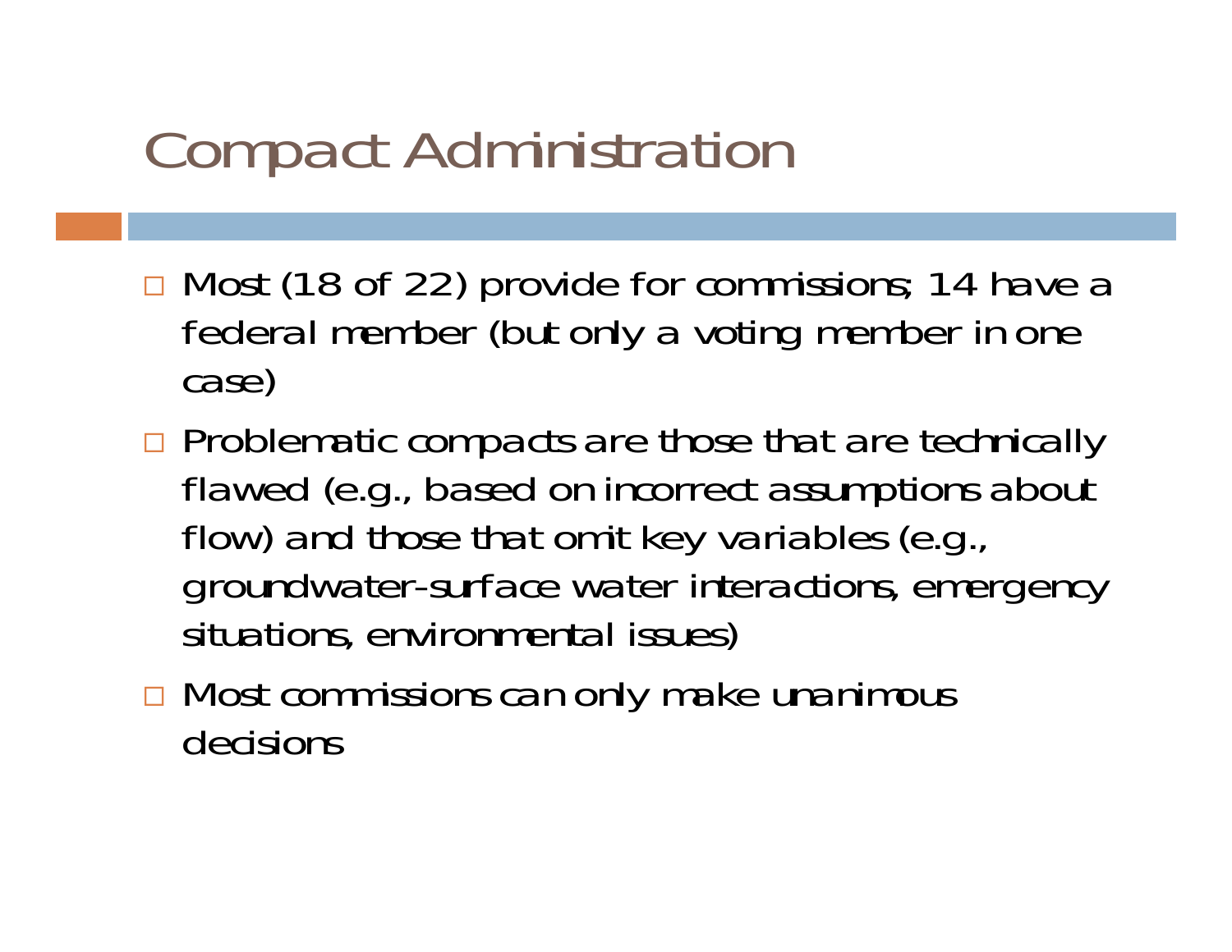# Compact Administration

- Most (18 of 22) provide for commissions; 14 have a federal member (but only a voting member in one case)
- Problematic compacts are those that are technically flawed (e.g., based on incorrect assumptions about flow) and those that omit key variables (e.g., groundwater-surface water interactions, emergency situations, environmental issues)
- Most commissions can only make unanimous decisions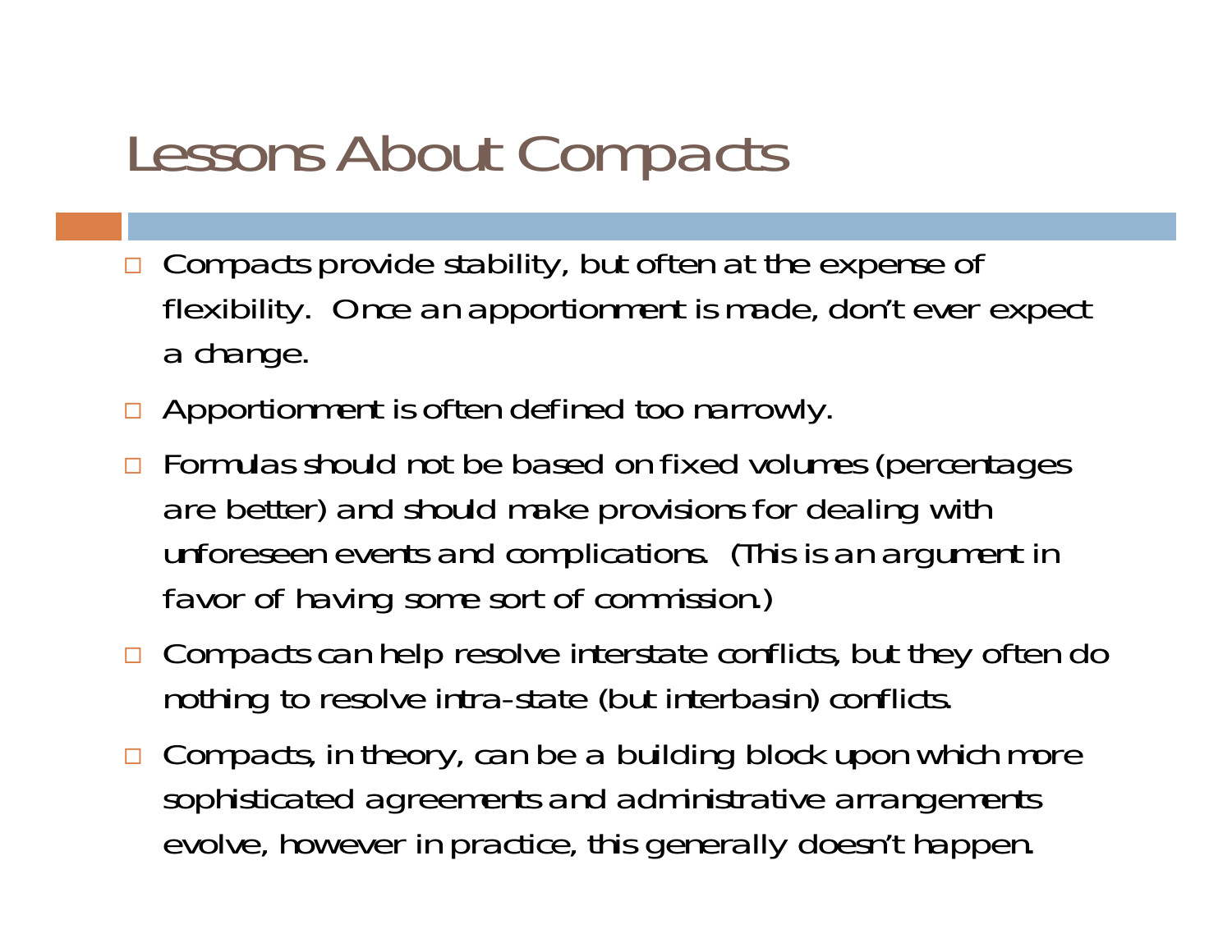# Lessons About Compacts

- Compacts provide stability, but often at the expense of flexibility. Once an apportionment is made, don't ever expect a change.
- Apportionment is often defined too narrowly.
- Formulas should not be based on fixed volumes (percentages are better) and should make provisions for dealing with unforeseen events and complications. (This is an argument in favor of having some sort of commission.)
- Compacts can help resolve interstate conflicts, but they often do nothing to resolve intra-state (but interbasin) conflicts.
- Compacts, in theory, can be a building block upon which more sophisticated agreements and administrative arrangements evolve, however in practice, this generally doesn't happen.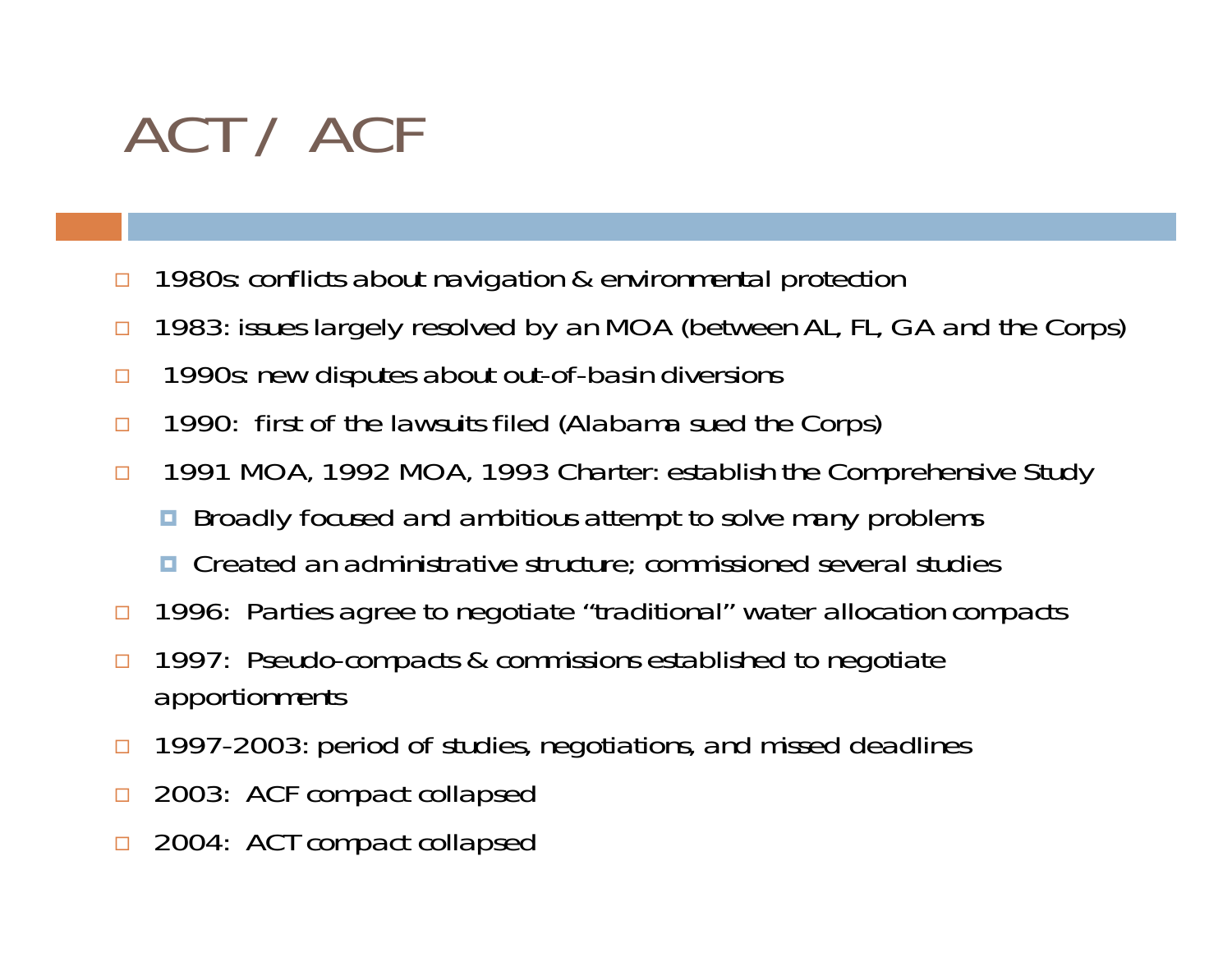# ACT / ACF

- 1980s: conflicts about navigation & environmental protection
- 1983: issues largely resolved by an MOA (between AL, FL, GA and the Corps)
- 1990s: new disputes about out-of-basin diversions
- 1990: first of the lawsuits filed (Alabama sued the Corps)
- 1991 MOA, 1992 MOA, 1993 Charter: establish the Comprehensive Study
  - Broadly focused and ambitious attempt to solve many problems
  - Created an administrative structure; commissioned several studies
- 1996: Parties agree to negotiate "traditional" water allocation compacts
- 1997: Pseudo-compacts & commissions established to negotiate apportionments
- 1997-2003: period of studies, negotiations, and missed deadlines
- 2003: ACF compact collapsed
- 2004: ACT compact collapsed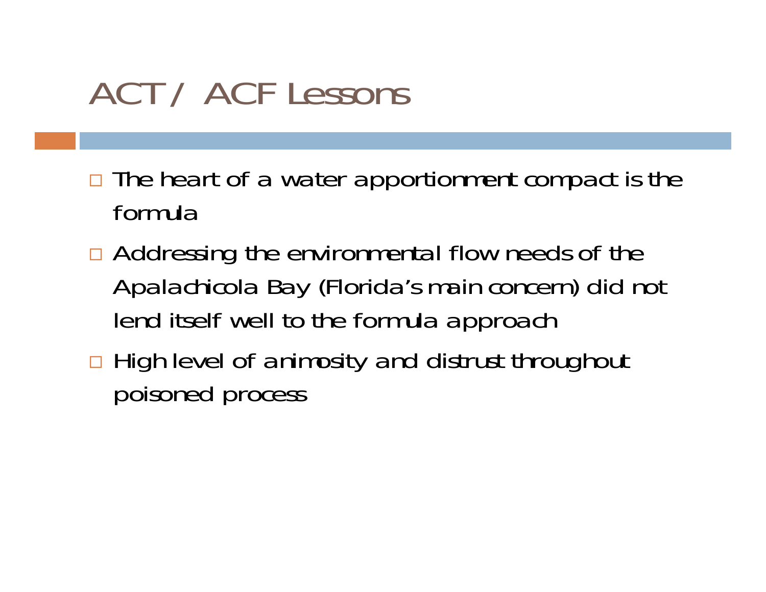# ACT / ACF Lessons

- The heart of a water apportionment compact is the formula
- Addressing the environmental flow needs of the Apalachicola Bay (Florida's main concern) did not lend itself well to the formula approach
- High level of animosity and distrust throughout poisoned process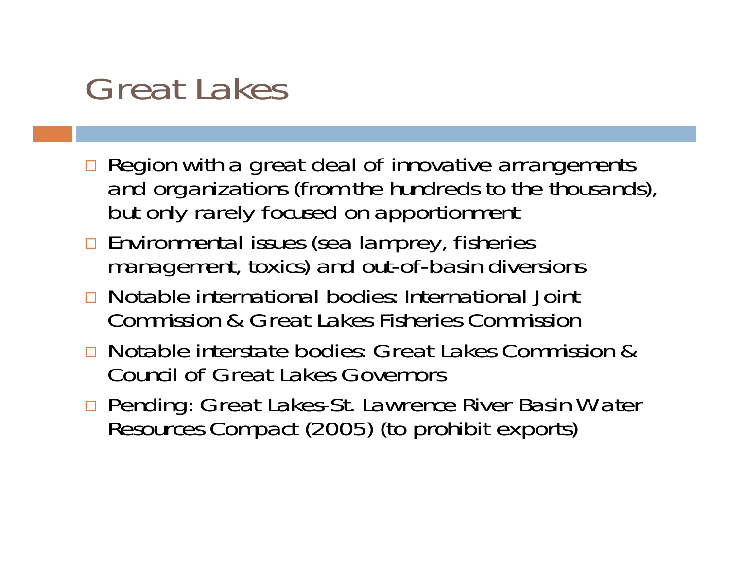# Great Lakes

- Region with a great deal of innovative arrangements and organizations (from the hundreds to the thousands), but only rarely focused on apportionment
- Environmental issues (sea lamprey, fisheries management, toxics) and out-of-basin diversions
- Notable international bodies: International Joint Commission & Great Lakes Fisheries Commission
- Notable interstate bodies: Great Lakes Commission & Council of Great Lakes Governors
- Pending: Great Lakes-St. Lawrence River Basin Water Resources Compact (2005) (to prohibit exports)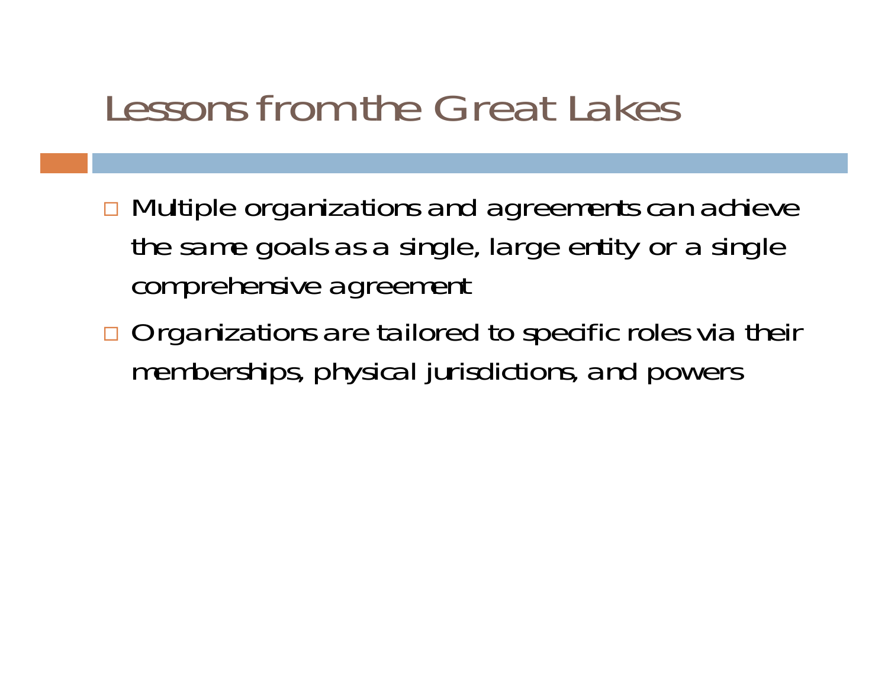# Lessons from the Great Lakes

- Multiple organizations and agreements can achieve the same goals as a single, large entity or a single comprehensive agreement
- Organizations are tailored to specific roles via their memberships, physical jurisdictions, and powers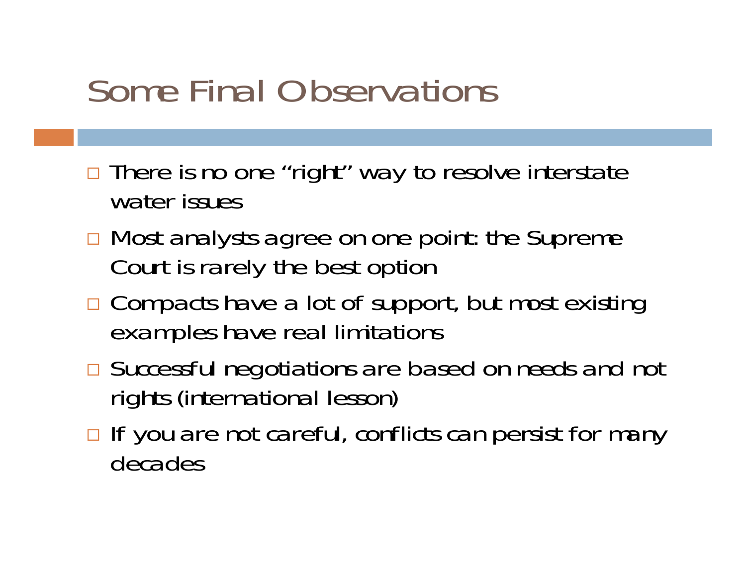# Some Final Observations

- There is no one "right" way to resolve interstate water issues
- Most analysts agree on one point: the Supreme Court is rarely the best option
- Compacts have a lot of support, but most existing examples have real limitations
- Successful negotiations are based on needs and not rights (international lesson)
- If you are not careful, conflicts can persist for many decades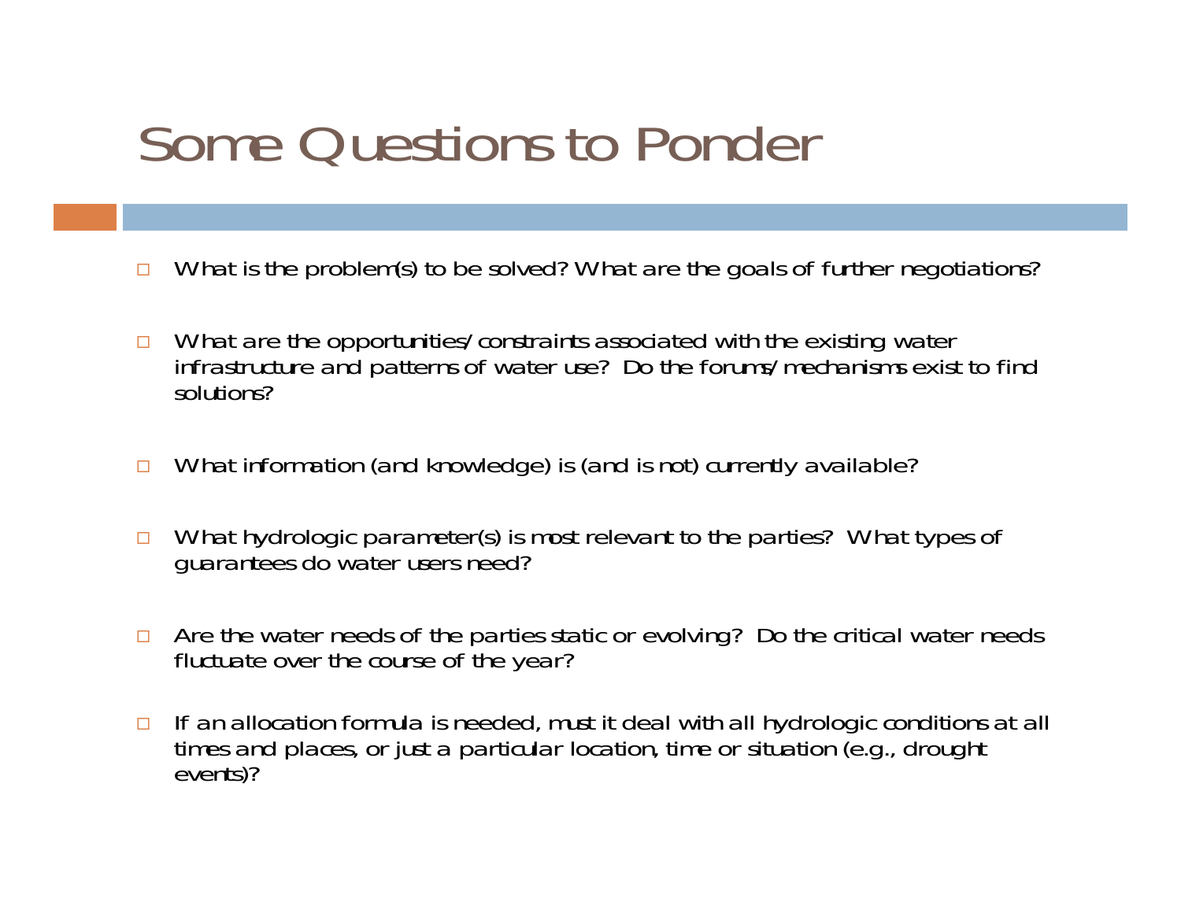# Some Questions to Ponder

- What is the problem(s) to be solved? What are the goals of further negotiations?
- What are the opportunities/constraints associated with the existing water infrastructure and patterns of water use? Do the forums/mechanisms exist to find solutions?
- What information (and knowledge) is (and is not) currently available?
- What hydrologic parameter(s) is most relevant to the parties? What types of guarantees do water users need?
- Are the water needs of the parties static or evolving? Do the critical water needs fluctuate over the course of the year?
- If an allocation formula is needed, must it deal with all hydrologic conditions at all times and places, or just a particular location, time or situation (e.g., drought events)?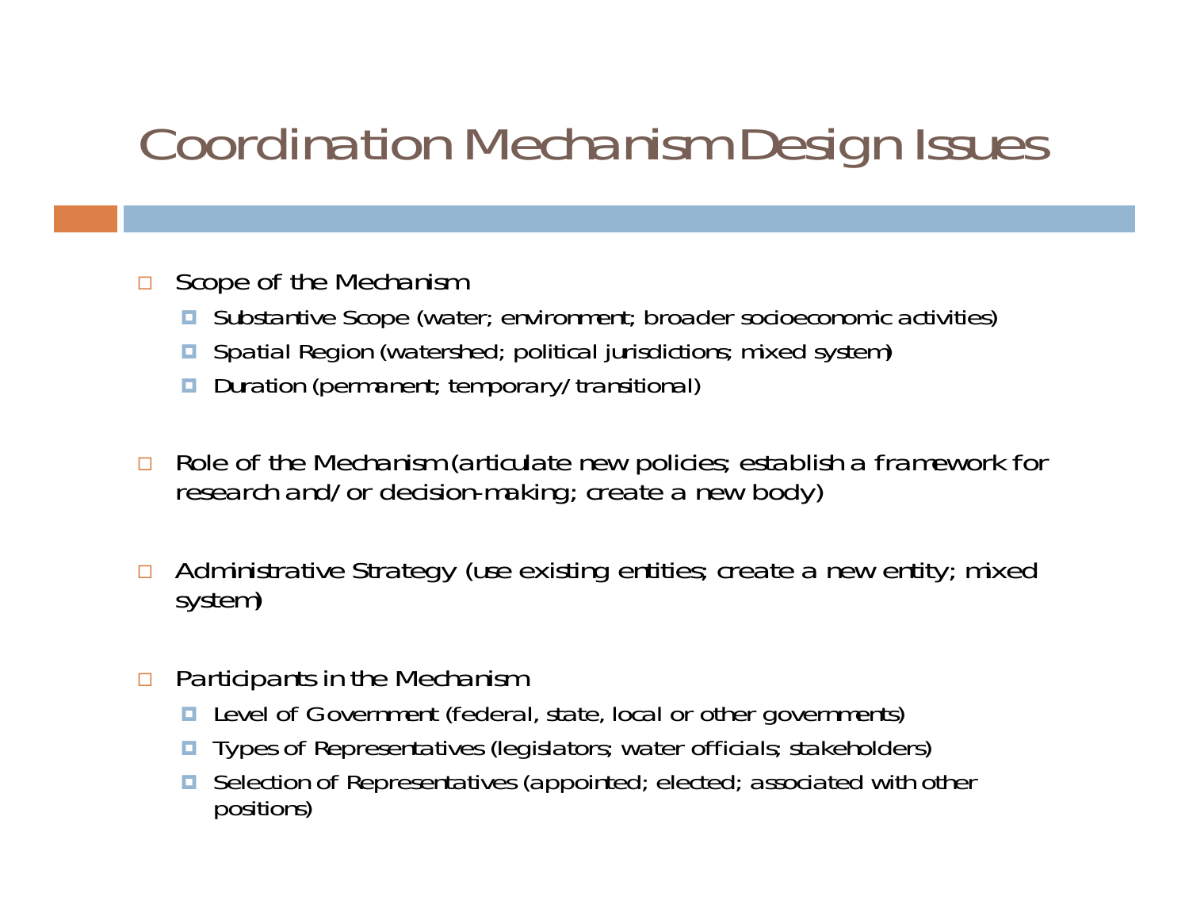# Coordination Mechanism Design Issues

- Scope of the Mechanism
  - Substantive Scope (water; environment; broader socioeconomic activities)
  - Spatial Region (watershed; political jurisdictions; mixed system)
  - Duration (permanent; temporary/transitional)

- Role of the Mechanism (articulate new policies; establish a framework for research and/or decision-making; create a new body)

- Administrative Strategy (use existing entities; create a new entity; mixed system)

- Participants in the Mechanism
  - Level of Government (federal, state, local or other governments)
  - Types of Representatives (legislators; water officials; stakeholders)
  - Selection of Representatives (appointed; elected; associated with other positions)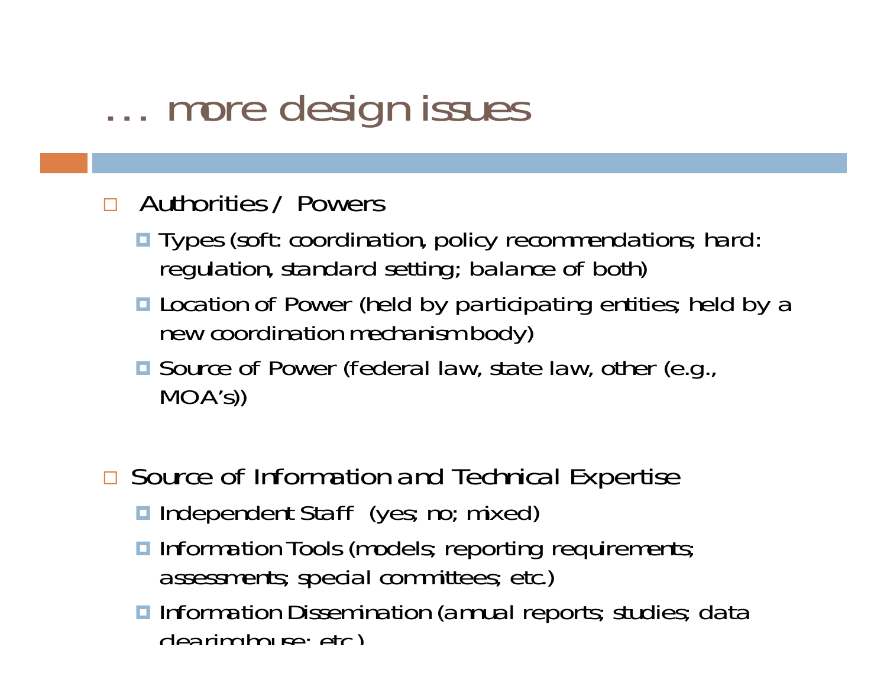# … more design issues

- Authorities / Powers
  - Types (soft: coordination, policy recommendations; hard: regulation, standard setting; balance of both)
  - Location of Power (held by participating entities; held by a new coordination mechanism body)
  - Source of Power (federal law, state law, other (e.g., MOA's))

- Source of Information and Technical Expertise
  - Independent Staff (yes; no; mixed)
  - Information Tools (models; reporting requirements; assessments; special committees; etc.)
  - Information Dissemination (annual reports; studies; data clearinghouse; etc.)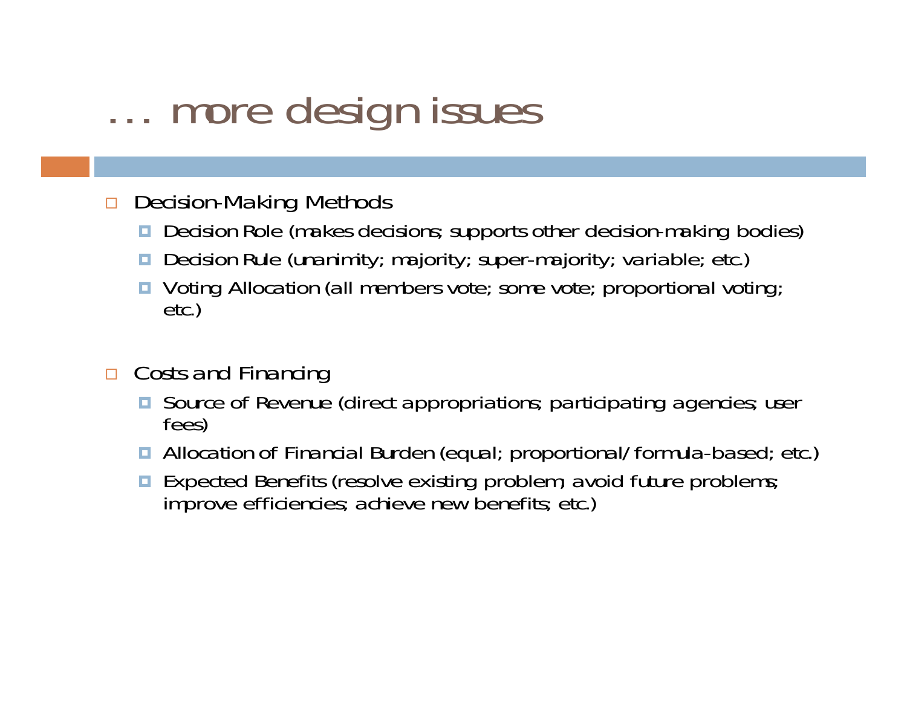# … more design issues

- Decision-Making Methods
  - Decision Role (makes decisions; supports other decision-making bodies)
  - Decision Rule (unanimity; majority; super-majority; variable; etc.)
  - Voting Allocation (all members vote; some vote; proportional voting; etc.)

- Costs and Financing
  - Source of Revenue (direct appropriations; participating agencies; user fees)
  - Allocation of Financial Burden (equal; proportional/formula-based; etc.)
  - Expected Benefits (resolve existing problem; avoid future problems; improve efficiencies; achieve new benefits; etc.)